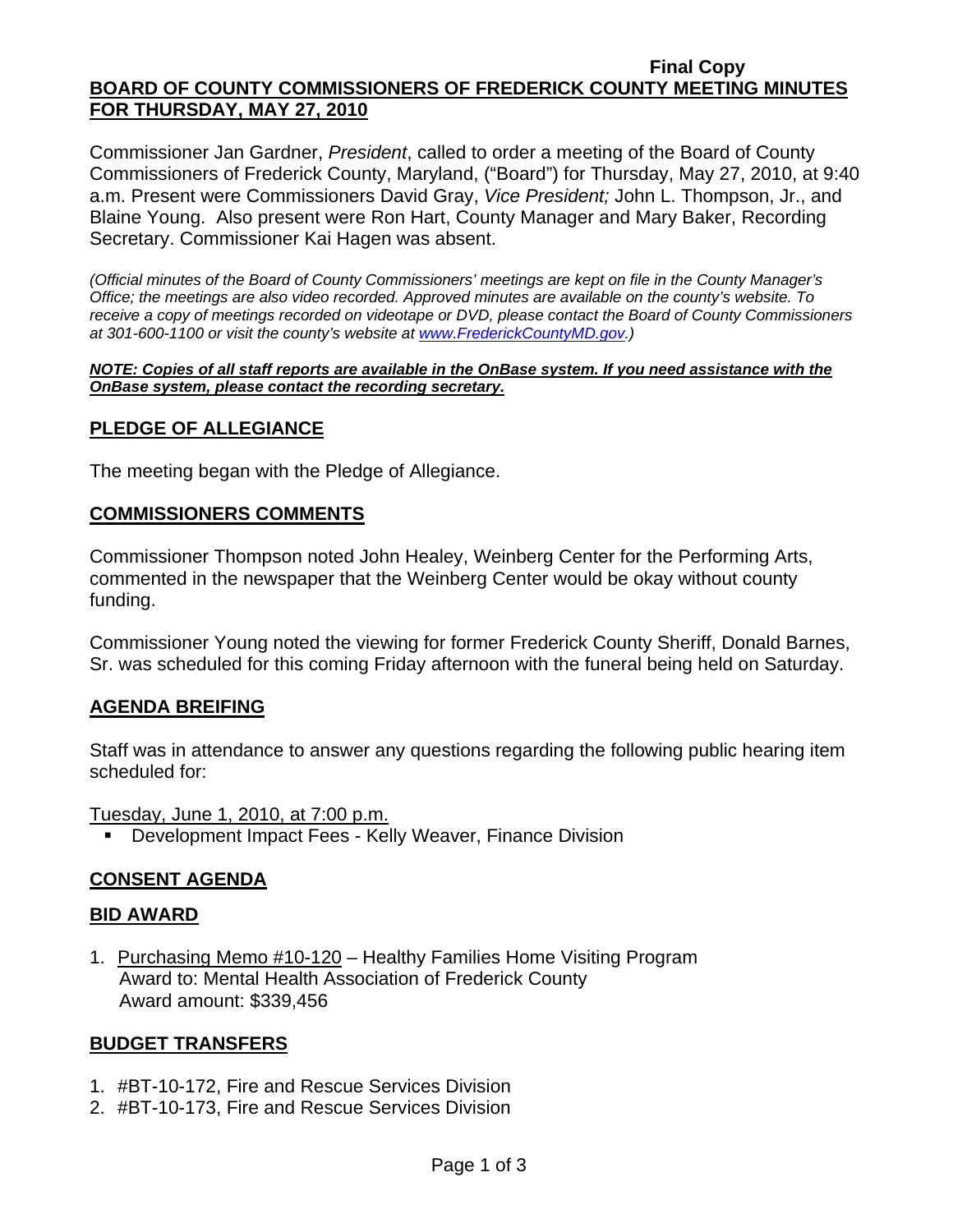**Final Copy**

**BOARD OF COUNTY COMMISSIONERS OF FREDERICK COUNTY MEETING MINUTES FOR THURSDAY, MAY 27, 2010**

Commissioner Jan Gardner, *President*, called to order a meeting of the Board of County Commissioners of Frederick County, Maryland, ("Board") for Thursday, May 27, 2010, at 9:40 a.m. Present were Commissioners David Gray, *Vice President;* John L. Thompson, Jr., and Blaine Young. Also present were Ron Hart, County Manager and Mary Baker, Recording Secretary. Commissioner Kai Hagen was absent.

*(Official minutes of the Board of County Commissioners' meetings are kept on file in the County Manager's Office; the meetings are also video recorded. Approved minutes are available on the county's website. To receive a copy of meetings recorded on videotape or DVD, please contact the Board of County Commissioners at 301-600-1100 or visit the county's website at www.FrederickCountyMD.gov.)*

***NOTE: Copies of all staff reports are available in the OnBase system. If you need assistance with the OnBase system, please contact the recording secretary.***

## PLEDGE OF ALLEGIANCE

The meeting began with the Pledge of Allegiance.

## COMMISSIONERS COMMENTS

Commissioner Thompson noted John Healey, Weinberg Center for the Performing Arts, commented in the newspaper that the Weinberg Center would be okay without county funding.

Commissioner Young noted the viewing for former Frederick County Sheriff, Donald Barnes, Sr. was scheduled for this coming Friday afternoon with the funeral being held on Saturday.

## AGENDA BREIFING

Staff was in attendance to answer any questions regarding the following public hearing item scheduled for:

Tuesday, June 1, 2010, at 7:00 p.m.

- Development Impact Fees - Kelly Weaver, Finance Division

## CONSENT AGENDA

## BID AWARD

1. Purchasing Memo #10-120 – Healthy Families Home Visiting Program
   Award to: Mental Health Association of Frederick County
   Award amount: $339,456

## BUDGET TRANSFERS

1. #BT-10-172, Fire and Rescue Services Division
2. #BT-10-173, Fire and Rescue Services Division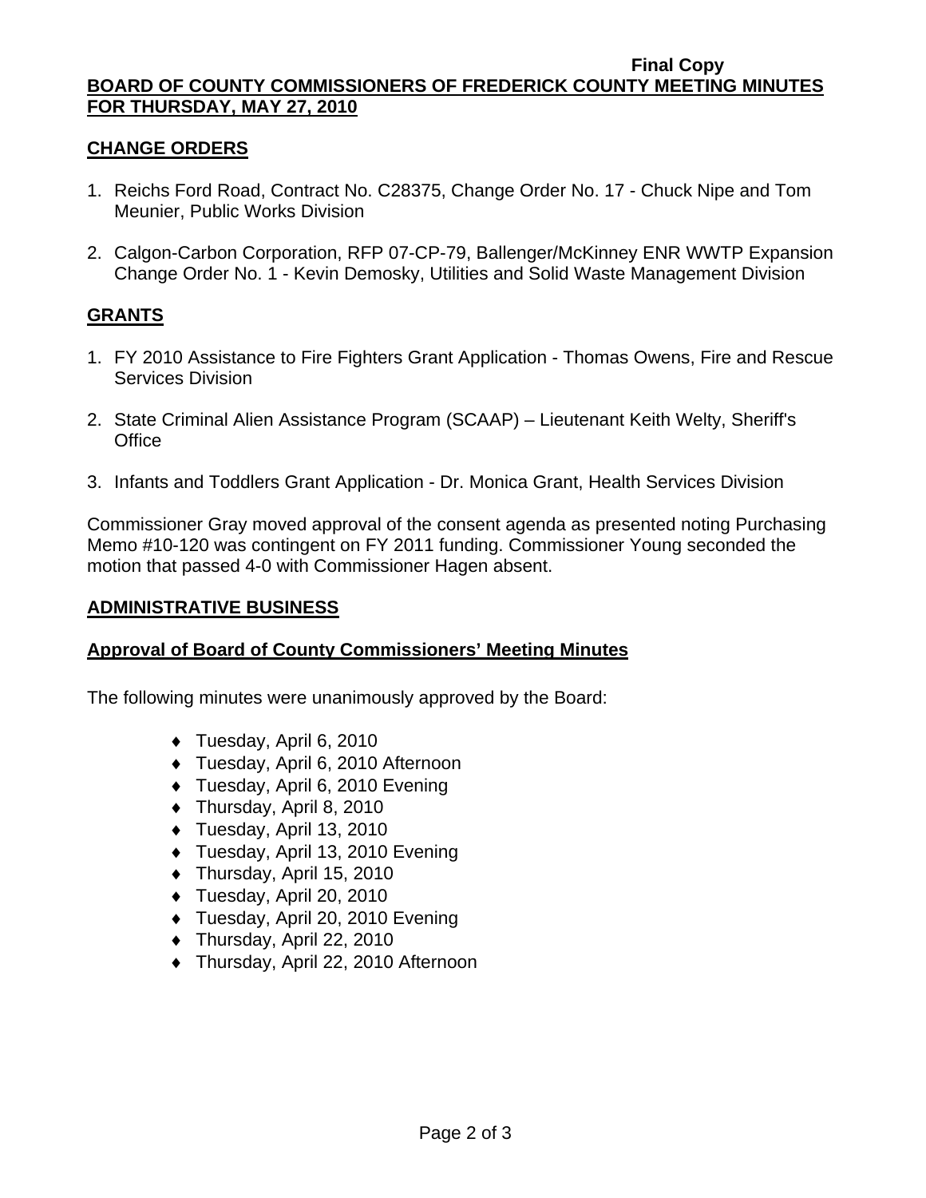Final Copy

**BOARD OF COUNTY COMMISSIONERS OF FREDERICK COUNTY MEETING MINUTES FOR THURSDAY, MAY 27, 2010**

## CHANGE ORDERS

1. Reichs Ford Road, Contract No. C28375, Change Order No. 17 - Chuck Nipe and Tom Meunier, Public Works Division
2. Calgon-Carbon Corporation, RFP 07-CP-79, Ballenger/McKinney ENR WWTP Expansion Change Order No. 1 - Kevin Demosky, Utilities and Solid Waste Management Division

## GRANTS

1. FY 2010 Assistance to Fire Fighters Grant Application - Thomas Owens, Fire and Rescue Services Division
2. State Criminal Alien Assistance Program (SCAAP) – Lieutenant Keith Welty, Sheriff's Office
3. Infants and Toddlers Grant Application - Dr. Monica Grant, Health Services Division

Commissioner Gray moved approval of the consent agenda as presented noting Purchasing Memo #10-120 was contingent on FY 2011 funding. Commissioner Young seconded the motion that passed 4-0 with Commissioner Hagen absent.

## ADMINISTRATIVE BUSINESS

### Approval of Board of County Commissioners' Meeting Minutes

The following minutes were unanimously approved by the Board:

- Tuesday, April 6, 2010
- Tuesday, April 6, 2010 Afternoon
- Tuesday, April 6, 2010 Evening
- Thursday, April 8, 2010
- Tuesday, April 13, 2010
- Tuesday, April 13, 2010 Evening
- Thursday, April 15, 2010
- Tuesday, April 20, 2010
- Tuesday, April 20, 2010 Evening
- Thursday, April 22, 2010
- Thursday, April 22, 2010 Afternoon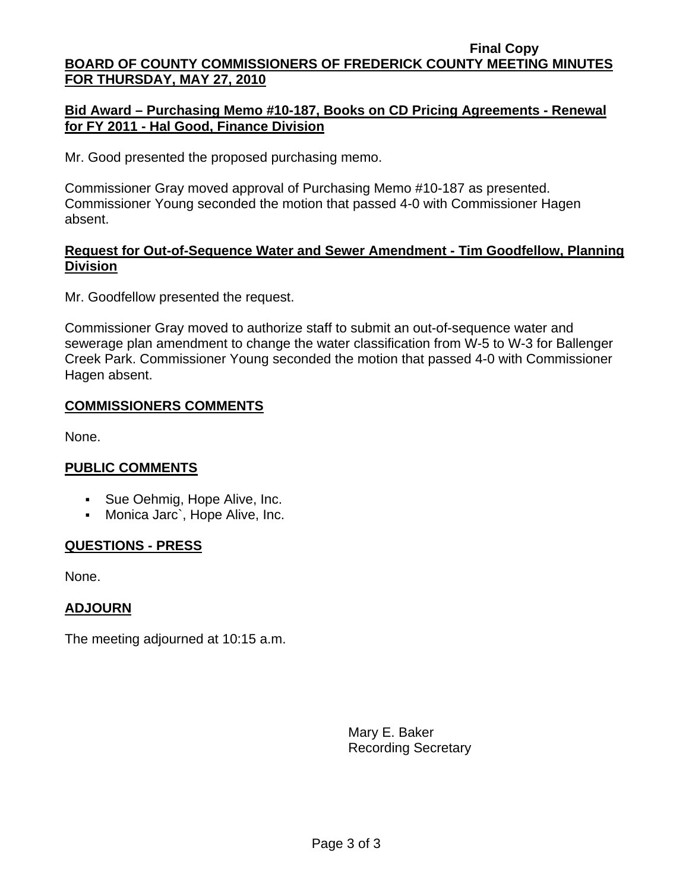**Final Copy**

**BOARD OF COUNTY COMMISSIONERS OF FREDERICK COUNTY MEETING MINUTES FOR THURSDAY, MAY 27, 2010**

**Bid Award – Purchasing Memo #10-187, Books on CD Pricing Agreements - Renewal for FY 2011 - Hal Good, Finance Division**

Mr. Good presented the proposed purchasing memo.

Commissioner Gray moved approval of Purchasing Memo #10-187 as presented. Commissioner Young seconded the motion that passed 4-0 with Commissioner Hagen absent.

**Request for Out-of-Sequence Water and Sewer Amendment - Tim Goodfellow, Planning Division**

Mr. Goodfellow presented the request.

Commissioner Gray moved to authorize staff to submit an out-of-sequence water and sewerage plan amendment to change the water classification from W-5 to W-3 for Ballenger Creek Park. Commissioner Young seconded the motion that passed 4-0 with Commissioner Hagen absent.

**COMMISSIONERS COMMENTS**

None.

**PUBLIC COMMENTS**

- Sue Oehmig, Hope Alive, Inc.
- Monica Jarc`, Hope Alive, Inc.

**QUESTIONS - PRESS**

None.

**ADJOURN**

The meeting adjourned at 10:15 a.m.

Mary E. Baker
Recording Secretary